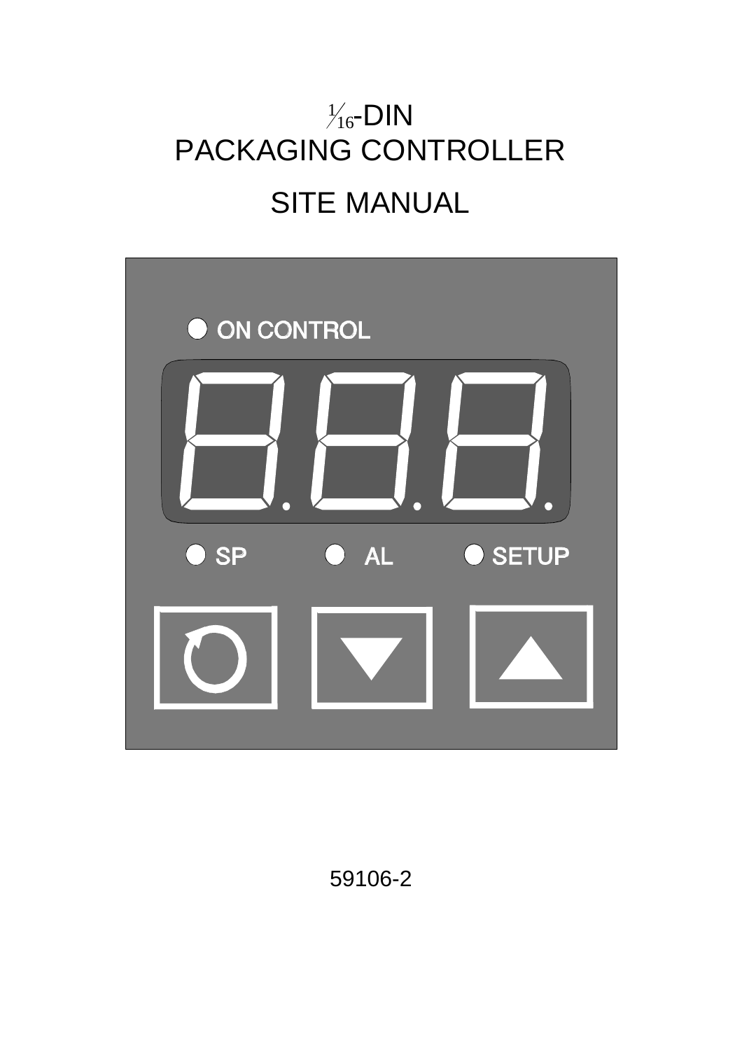# $\frac{1}{16}$-DIN PACKAGING CONTROLLER

# SITE MANUAL

ON CONTROL

SP AL SETUP

59106-2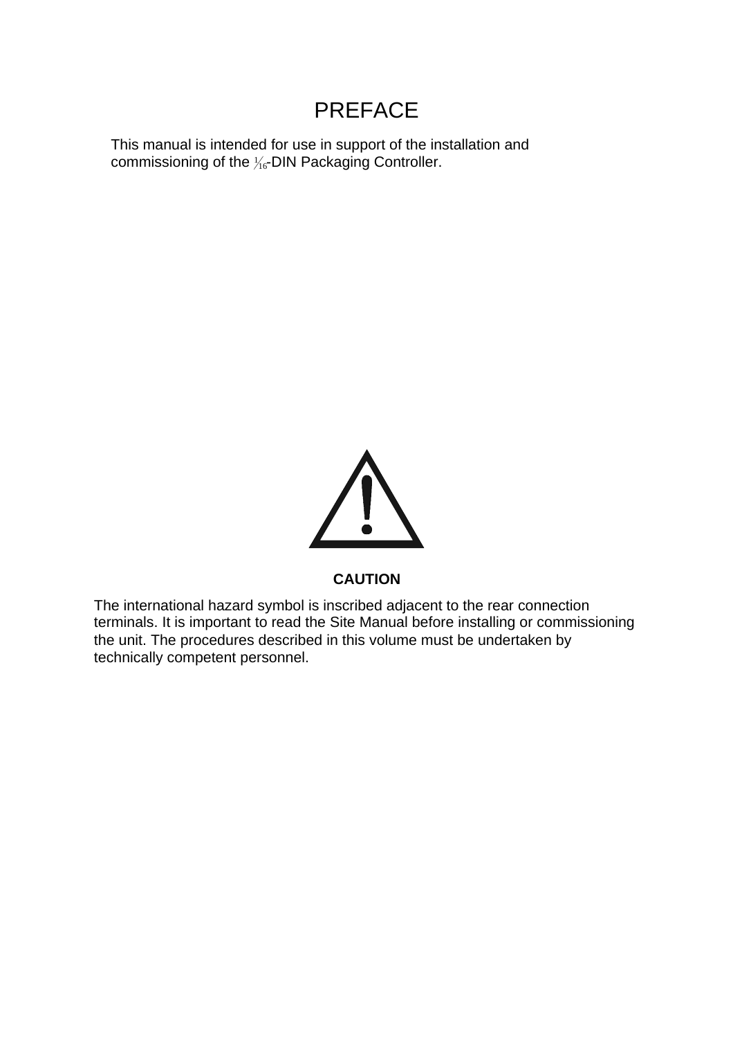# PREFACE

This manual is intended for use in support of the installation and commissioning of the 1/16-DIN Packaging Controller.

**CAUTION**

The international hazard symbol is inscribed adjacent to the rear connection terminals. It is important to read the Site Manual before installing or commissioning the unit. The procedures described in this volume must be undertaken by technically competent personnel.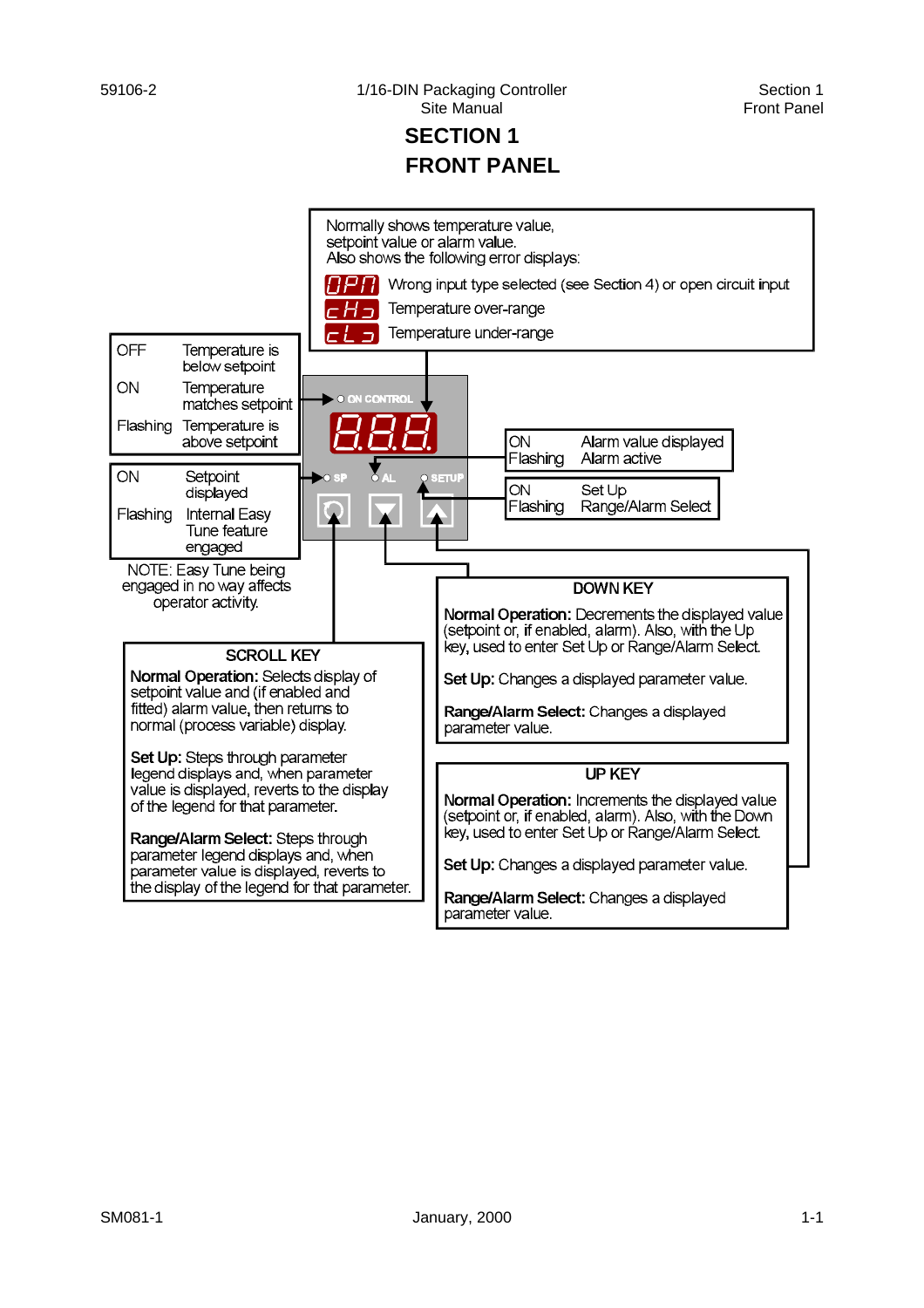# SECTION 1
# FRONT PANEL

Normally shows temperature value, setpoint value or alarm value.
Also shows the following error displays:

| | |
|---|---|
| OPn | Wrong input type selected (see Section 4) or open circuit input |
| cHi | Temperature over-range |
| cLo | Temperature under-range |

**ON CONTROL**

| | |
|---|---|
| OFF | Temperature is below setpoint |
| ON | Temperature matches setpoint |
| Flashing | Temperature is above setpoint |

**SP**

| | |
|---|---|
| ON | Setpoint displayed |
| Flashing | Internal Easy Tune feature engaged |

NOTE: Easy Tune being engaged in no way affects operator activity.

**AL**

| | |
|---|---|
| ON | Alarm value displayed |
| Flashing | Alarm active |

**SETUP**

| | |
|---|---|
| ON | Set Up |
| Flashing | Range/Alarm Select |

## SCROLL KEY

**Normal Operation:** Selects display of setpoint value and (if enabled and fitted) alarm value, then returns to normal (process variable) display.

**Set Up:** Steps through parameter legend displays and, when parameter value is displayed, reverts to the display of the legend for that parameter.

**Range/Alarm Select:** Steps through parameter legend displays and, when parameter value is displayed, reverts to the display of the legend for that parameter.

## DOWN KEY

**Normal Operation:** Decrements the displayed value (setpoint or, if enabled, alarm). Also, with the Up key, used to enter Set Up or Range/Alarm Select.

**Set Up:** Changes a displayed parameter value.

**Range/Alarm Select:** Changes a displayed parameter value.

## UP KEY

**Normal Operation:** Increments the displayed value (setpoint or, if enabled, alarm). Also, with the Down key, used to enter Set Up or Range/Alarm Select.

**Set Up:** Changes a displayed parameter value.

**Range/Alarm Select:** Changes a displayed parameter value.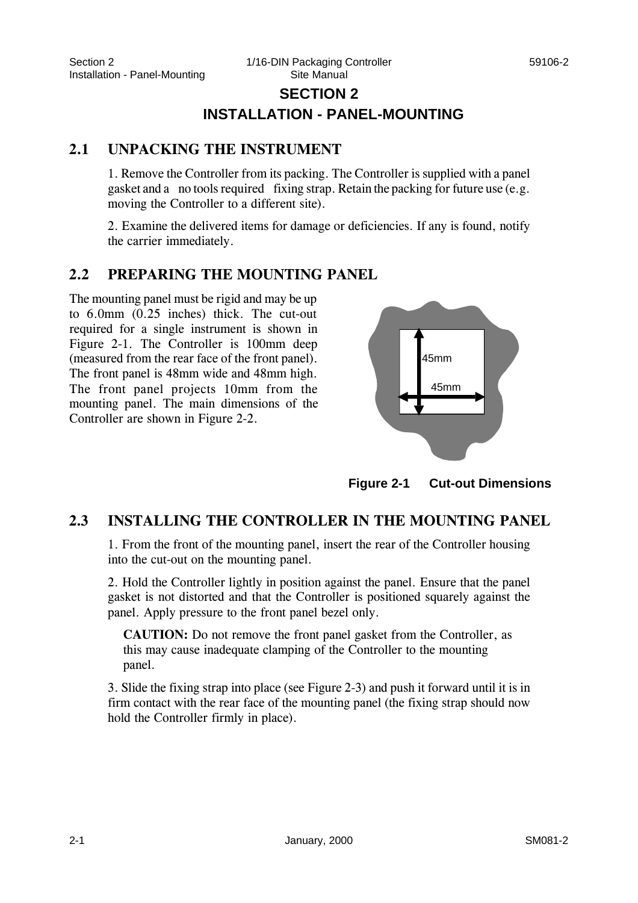# SECTION 2

# INSTALLATION - PANEL-MOUNTING

## 2.1 UNPACKING THE INSTRUMENT

1. Remove the Controller from its packing. The Controller is supplied with a panel gasket and a no tools required fixing strap. Retain the packing for future use (e.g. moving the Controller to a different site).

2. Examine the delivered items for damage or deficiencies. If any is found, notify the carrier immediately.

## 2.2 PREPARING THE MOUNTING PANEL

The mounting panel must be rigid and may be up to 6.0mm (0.25 inches) thick. The cut-out required for a single instrument is shown in Figure 2-1. The Controller is 100mm deep (measured from the rear face of the front panel). The front panel is 48mm wide and 48mm high. The front panel projects 10mm from the mounting panel. The main dimensions of the Controller are shown in Figure 2-2.

45mm

45mm

**Figure 2-1 Cut-out Dimensions**

## 2.3 INSTALLING THE CONTROLLER IN THE MOUNTING PANEL

1. From the front of the mounting panel, insert the rear of the Controller housing into the cut-out on the mounting panel.

2. Hold the Controller lightly in position against the panel. Ensure that the panel gasket is not distorted and that the Controller is positioned squarely against the panel. Apply pressure to the front panel bezel only.

**CAUTION:** Do not remove the front panel gasket from the Controller, as this may cause inadequate clamping of the Controller to the mounting panel.

3. Slide the fixing strap into place (see Figure 2-3) and push it forward until it is in firm contact with the rear face of the mounting panel (the fixing strap should now hold the Controller firmly in place).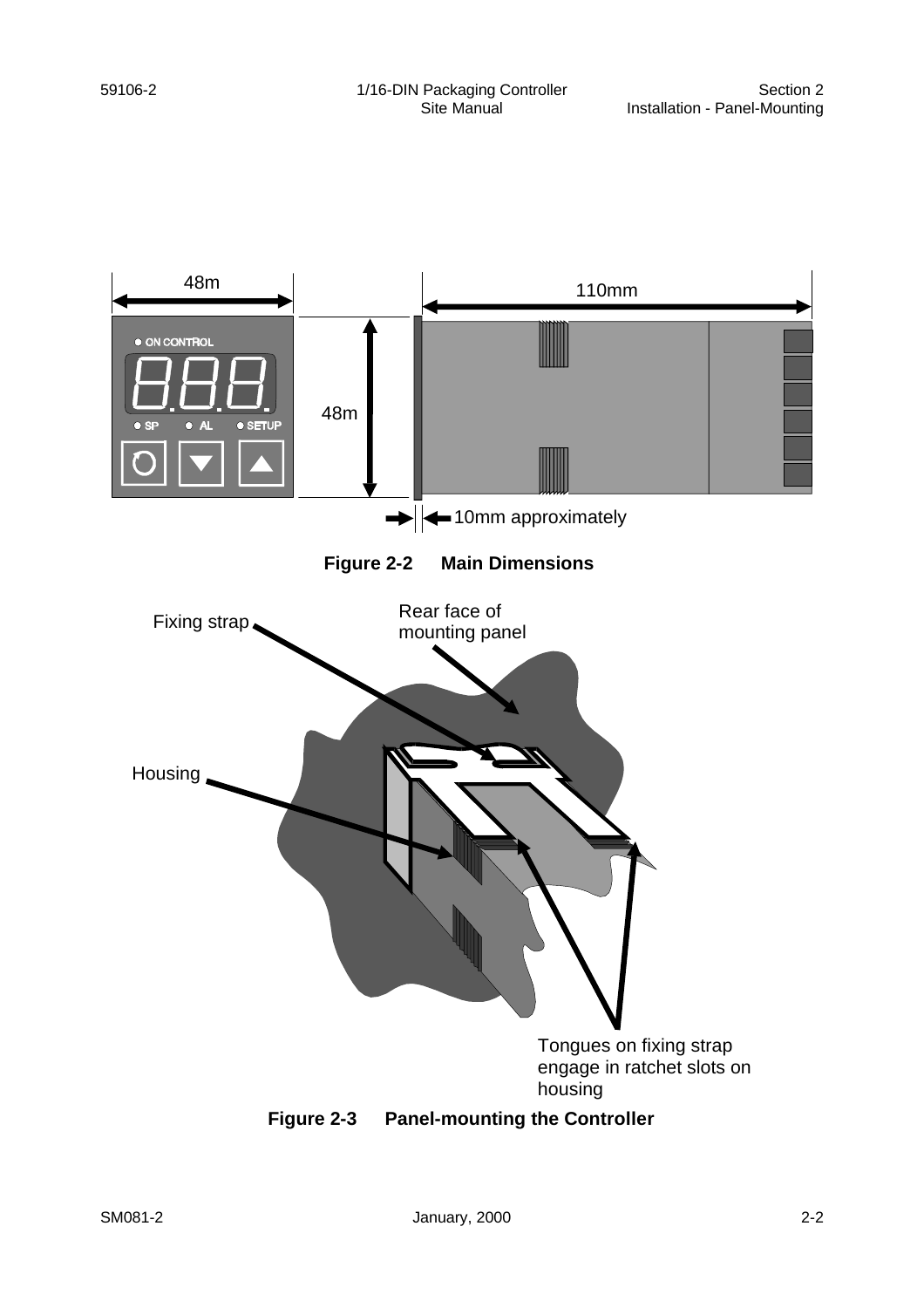**Figure 2-2 Main Dimensions**

**Figure 2-3 Panel-mounting the Controller**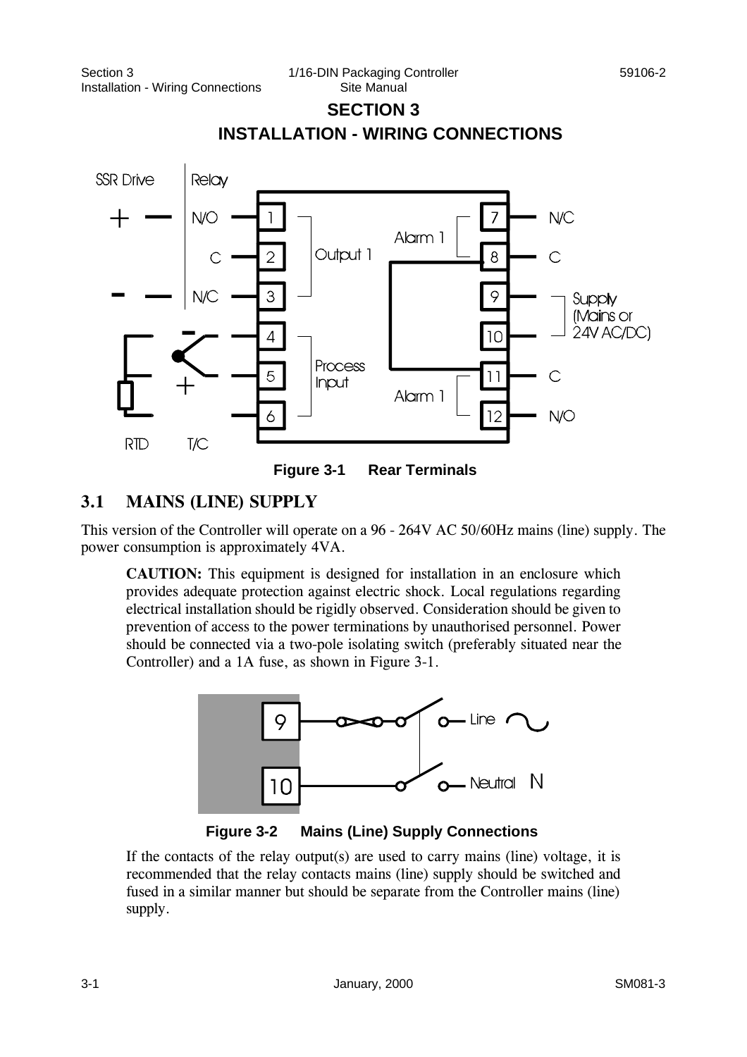# SECTION 3

# INSTALLATION - WIRING CONNECTIONS

**Figure 3-1 Rear Terminals**

## 3.1 MAINS (LINE) SUPPLY

This version of the Controller will operate on a 96 - 264V AC 50/60Hz mains (line) supply. The power consumption is approximately 4VA.

> **CAUTION:** This equipment is designed for installation in an enclosure which provides adequate protection against electric shock. Local regulations regarding electrical installation should be rigidly observed. Consideration should be given to prevention of access to the power terminations by unauthorised personnel. Power should be connected via a two-pole isolating switch (preferably situated near the Controller) and a 1A fuse, as shown in Figure 3-1.

**Figure 3-2 Mains (Line) Supply Connections**

If the contacts of the relay output(s) are used to carry mains (line) voltage, it is recommended that the relay contacts mains (line) supply should be switched and fused in a similar manner but should be separate from the Controller mains (line) supply.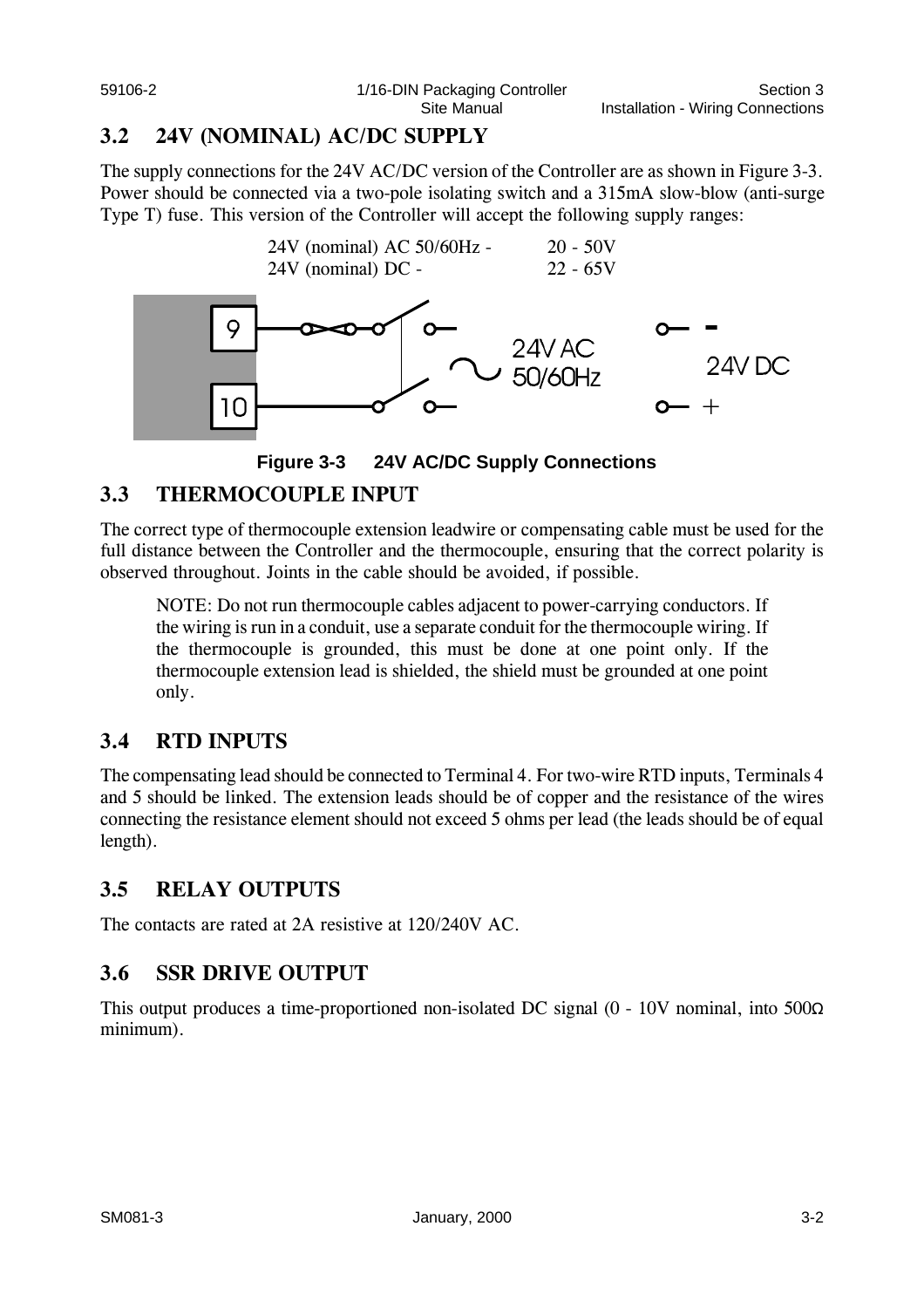## 3.2 24V (NOMINAL) AC/DC SUPPLY

The supply connections for the 24V AC/DC version of the Controller are as shown in Figure 3-3. Power should be connected via a two-pole isolating switch and a 315mA slow-blow (anti-surge Type T) fuse. This version of the Controller will accept the following supply ranges:

| | |
|---|---|
| 24V (nominal) AC 50/60Hz - | 20 - 50V |
| 24V (nominal) DC - | 22 - 65V |

**Figure 3-3 24V AC/DC Supply Connections**

## 3.3 THERMOCOUPLE INPUT

The correct type of thermocouple extension leadwire or compensating cable must be used for the full distance between the Controller and the thermocouple, ensuring that the correct polarity is observed throughout. Joints in the cable should be avoided, if possible.

> NOTE: Do not run thermocouple cables adjacent to power-carrying conductors. If the wiring is run in a conduit, use a separate conduit for the thermocouple wiring. If the thermocouple is grounded, this must be done at one point only. If the thermocouple extension lead is shielded, the shield must be grounded at one point only.

## 3.4 RTD INPUTS

The compensating lead should be connected to Terminal 4. For two-wire RTD inputs, Terminals 4 and 5 should be linked. The extension leads should be of copper and the resistance of the wires connecting the resistance element should not exceed 5 ohms per lead (the leads should be of equal length).

## 3.5 RELAY OUTPUTS

The contacts are rated at 2A resistive at 120/240V AC.

## 3.6 SSR DRIVE OUTPUT

This output produces a time-proportioned non-isolated DC signal (0 - 10V nominal, into 500Ω minimum).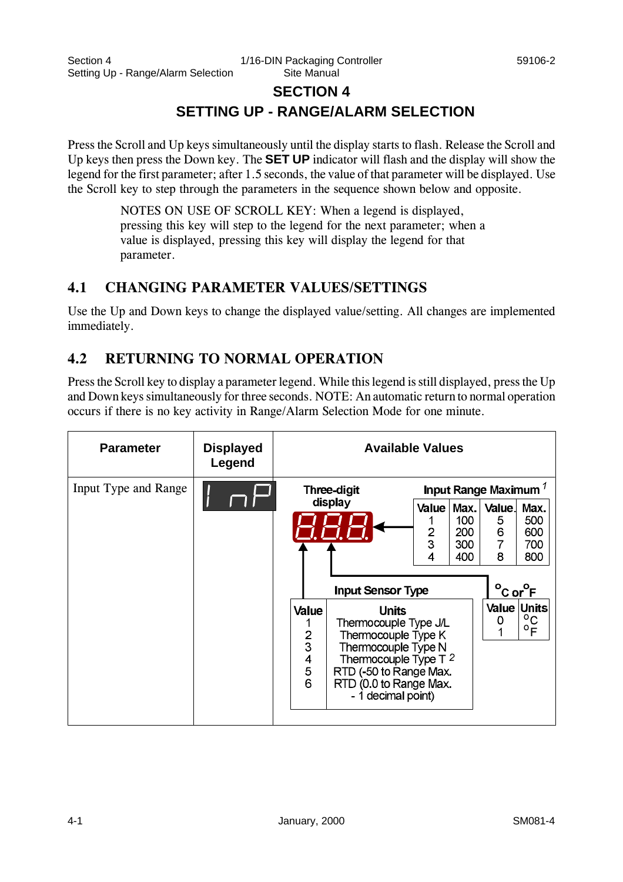# SECTION 4

# SETTING UP - RANGE/ALARM SELECTION

Press the Scroll and Up keys simultaneously until the display starts to flash. Release the Scroll and Up keys then press the Down key. The **SET UP** indicator will flash and the display will show the legend for the first parameter; after 1.5 seconds, the value of that parameter will be displayed. Use the Scroll key to step through the parameters in the sequence shown below and opposite.

> NOTES ON USE OF SCROLL KEY: When a legend is displayed, pressing this key will step to the legend for the next parameter; when a value is displayed, pressing this key will display the legend for that parameter.

## 4.1 CHANGING PARAMETER VALUES/SETTINGS

Use the Up and Down keys to change the displayed value/setting. All changes are implemented immediately.

## 4.2 RETURNING TO NORMAL OPERATION

Press the Scroll key to display a parameter legend. While this legend is still displayed, press the Up and Down keys simultaneously for three seconds. NOTE: An automatic return to normal operation occurs if there is no key activity in Range/Alarm Selection Mode for one minute.

| Parameter | Displayed Legend | Available Values |
|---|---|---|
| Input Type and Range | InP | Three-digit display: 8.8.8. (first digit = Input Sensor Type; second digit = °C or °F; third digit = Input Range Maximum) |

**Input Range Maximum** [1]

| Value | Max. | Value | Max. |
|---|---|---|---|
| 1 | 100 | 5 | 500 |
| 2 | 200 | 6 | 600 |
| 3 | 300 | 7 | 700 |
| 4 | 400 | 8 | 800 |

**Input Sensor Type**

| Value | Units |
|---|---|
| 1 | Thermocouple Type J/L |
| 2 | Thermocouple Type K |
| 3 | Thermocouple Type N |
| 4 | Thermocouple Type T [2] |
| 5 | RTD (-50 to Range Max. |
| 6 | RTD (0.0 to Range Max. - 1 decimal point) |

**°C or °F**

| Value | Units |
|---|---|
| 0 | °C |
| 1 | °F |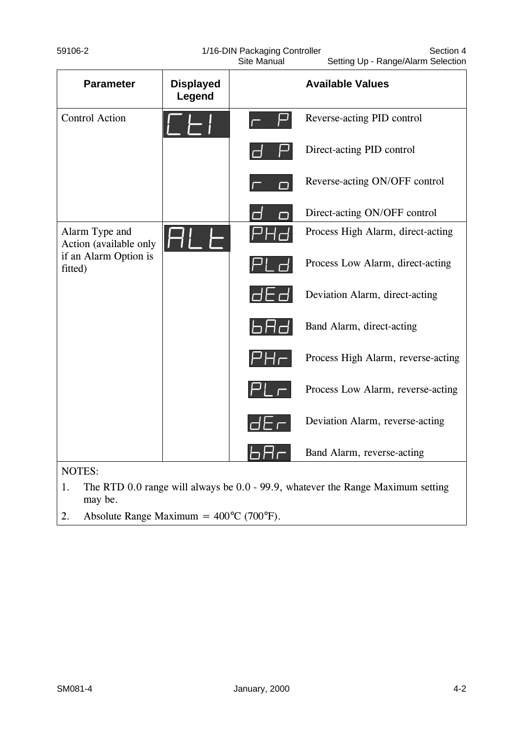| Parameter | Displayed Legend | Available Values | |
|---|---|---|---|
| Control Action | CtI | r P | Reverse-acting PID control |
| | | d P | Direct-acting PID control |
| | | r o | Reverse-acting ON/OFF control |
| | | d o | Direct-acting ON/OFF control |
| Alarm Type and Action (available only if an Alarm Option is fitted) | ALt | PHd | Process High Alarm, direct-acting |
| | | PLd | Process Low Alarm, direct-acting |
| | | dEd | Deviation Alarm, direct-acting |
| | | bAd | Band Alarm, direct-acting |
| | | PHr | Process High Alarm, reverse-acting |
| | | PLr | Process Low Alarm, reverse-acting |
| | | dEr | Deviation Alarm, reverse-acting |
| | | bAr | Band Alarm, reverse-acting |

NOTES:

1. The RTD 0.0 range will always be 0.0 - 99.9, whatever the Range Maximum setting may be.
2. Absolute Range Maximum = 400°C (700°F).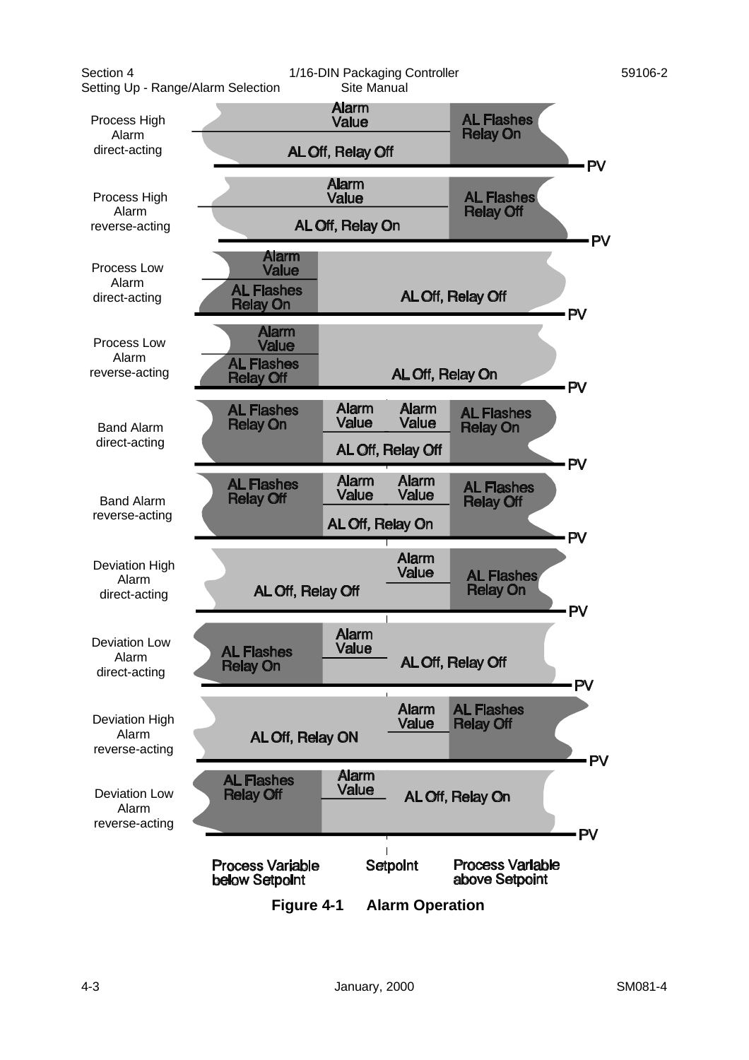Process High Alarm direct-acting

Alarm Value

AL Off, Relay Off

AL Flashes Relay On

PV

Process High Alarm reverse-acting

Alarm Value

AL Off, Relay On

AL Flashes Relay Off

PV

Process Low Alarm direct-acting

Alarm Value

AL Flashes Relay On

AL Off, Relay Off

PV

Process Low Alarm reverse-acting

Alarm Value

AL Flashes Relay Off

AL Off, Relay On

PV

Band Alarm direct-acting

AL Flashes Relay On

Alarm Value

Alarm Value

AL Off, Relay Off

AL Flashes Relay On

PV

Band Alarm reverse-acting

AL Flashes Relay Off

Alarm Value

Alarm Value

AL Off, Relay On

AL Flashes Relay Off

PV

Deviation High Alarm direct-acting

AL Off, Relay Off

Alarm Value

AL Flashes Relay On

PV

Deviation Low Alarm direct-acting

AL Flashes Relay On

Alarm Value

AL Off, Relay Off

PV

Deviation High Alarm reverse-acting

AL Off, Relay ON

Alarm Value

AL Flashes Relay Off

PV

Deviation Low Alarm reverse-acting

AL Flashes Relay Off

Alarm Value

AL Off, Relay On

PV

Process Variable below Setpoint

Setpoint

Process Variable above Setpoint

**Figure 4-1 Alarm Operation**